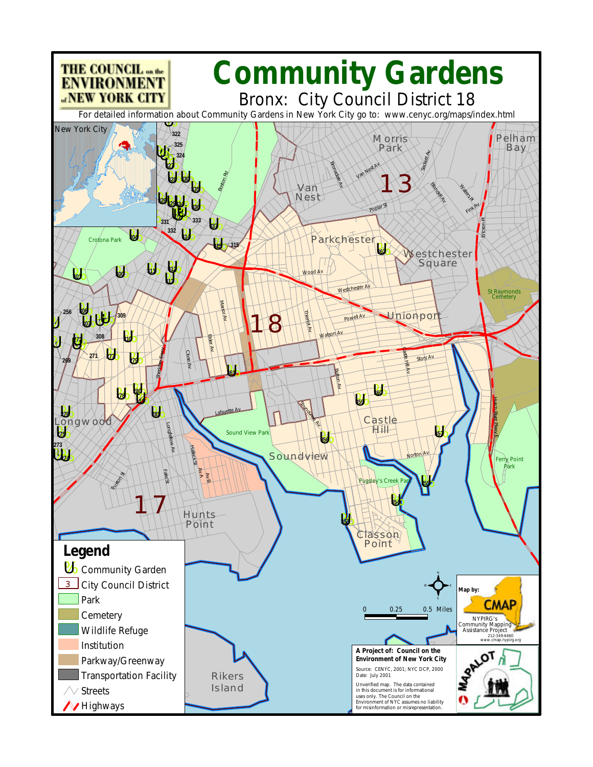# Community Gardens

## Bronx: City Council District 18

THE COUNCIL on the ENVIRONMENT of NEW YORK CITY

For detailed information about Community Gardens in New York City go to: www.cenyc.org/maps/index.html

## Legend

- Community Garden
- City Council District
- Park
- Cemetery
- Wildlife Refuge
- Institution
- Parkway/Greenway
- Transportation Facility
- Streets
- Highways

0 — 0.25 — 0.5 Miles

Map by: CMAP
NYPIRG's Community Mapping Assistance Project
212-349-6460
www.cmap.nypirg.org

**A Project of: Council on the Environment of New York City**

Source: CENYC, 2001; NYC DCP, 2000
Date: July 2001

Unverified map. The data contained in this document is for informational uses only. The Council on the Environment of NYC assumes no liability for misinformation or misrepresentation.

MAPALOT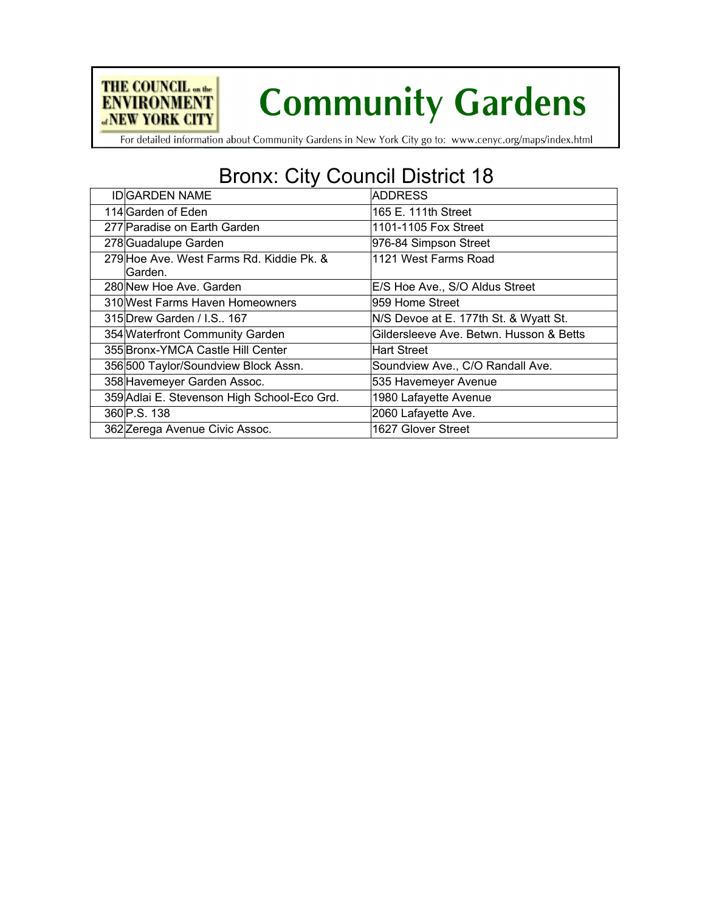THE COUNCIL on the ENVIRONMENT of NEW YORK CITY

# Community Gardens

For detailed information about Community Gardens in New York City go to: www.cenyc.org/maps/index.html

## Bronx: City Council District 18

| ID | GARDEN NAME | ADDRESS |
|---|---|---|
| 114 | Garden of Eden | 165 E. 111th Street |
| 277 | Paradise on Earth Garden | 1101-1105 Fox Street |
| 278 | Guadalupe Garden | 976-84 Simpson Street |
| 279 | Hoe Ave. West Farms Rd. Kiddie Pk. & Garden. | 1121 West Farms Road |
| 280 | New Hoe Ave. Garden | E/S Hoe Ave., S/O Aldus Street |
| 310 | West Farms Haven Homeowners | 959 Home Street |
| 315 | Drew Garden / I.S.. 167 | N/S Devoe at E. 177th St. & Wyatt St. |
| 354 | Waterfront Community Garden | Gildersleeve Ave. Betwn. Husson & Betts |
| 355 | Bronx-YMCA Castle Hill Center | Hart Street |
| 356 | 500 Taylor/Soundview Block Assn. | Soundview Ave., C/O Randall Ave. |
| 358 | Havemeyer Garden Assoc. | 535 Havemeyer Avenue |
| 359 | Adlai E. Stevenson High School-Eco Grd. | 1980 Lafayette Avenue |
| 360 | P.S. 138 | 2060 Lafayette Ave. |
| 362 | Zerega Avenue Civic Assoc. | 1627 Glover Street |